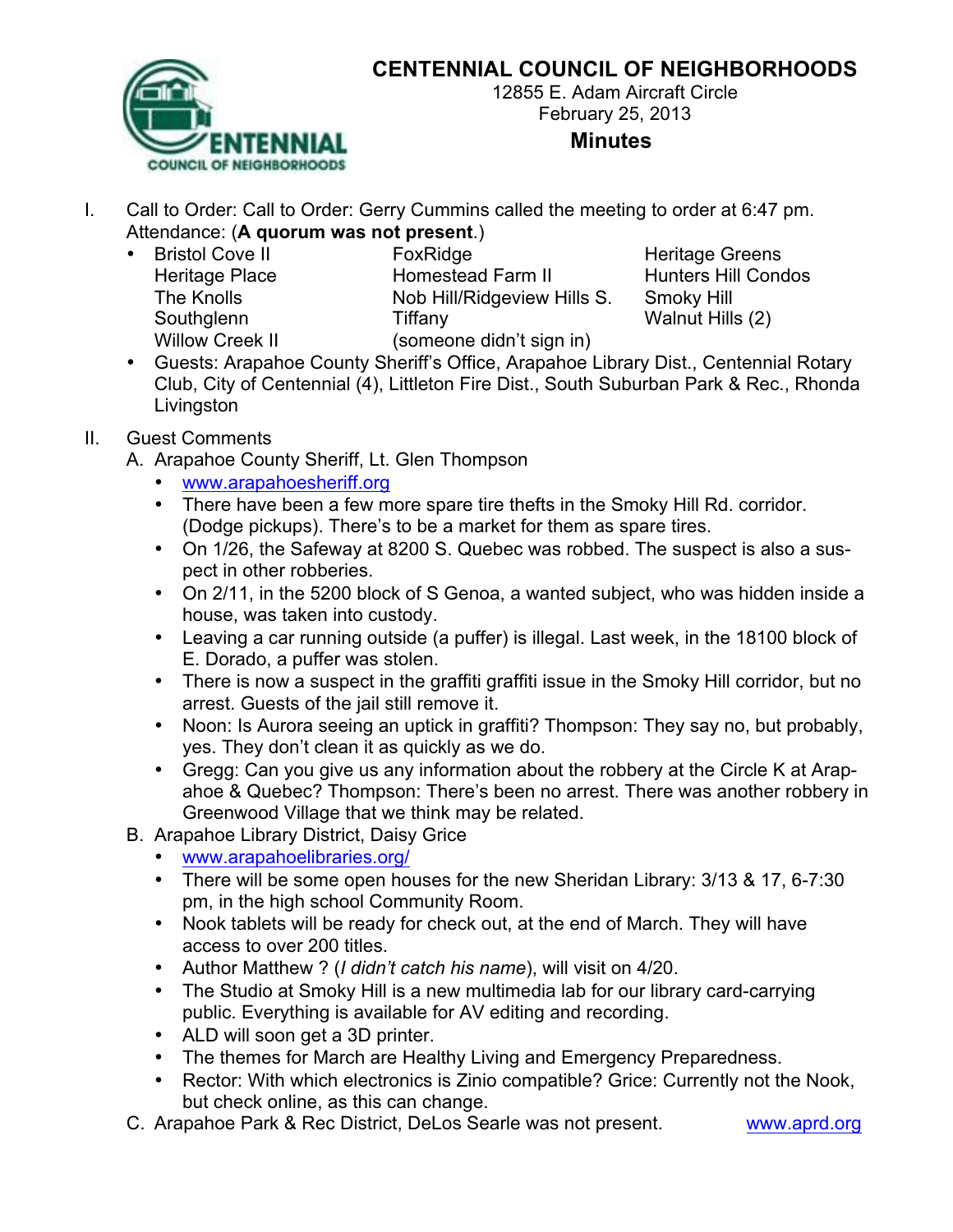# CENTENNIAL COUNCIL OF NEIGHBORHOODS

12855 E. Adam Aircraft Circle
February 25, 2013

## Minutes

I. Call to Order: Call to Order: Gerry Cummins called the meeting to order at 6:47 pm. Attendance: (**A quorum was not present**.)

- Bristol Cove II, FoxRidge, Heritage Greens, Heritage Place, Homestead Farm II, Hunters Hill Condos, The Knolls, Nob Hill/Ridgeview Hills S., Smoky Hill, Southglenn, Tiffany, Walnut Hills (2), Willow Creek II, (someone didn't sign in)
- Guests: Arapahoe County Sheriff's Office, Arapahoe Library Dist., Centennial Rotary Club, City of Centennial (4), Littleton Fire Dist., South Suburban Park & Rec., Rhonda Livingston

II. Guest Comments

A. Arapahoe County Sheriff, Lt. Glen Thompson
- www.arapahoesheriff.org
- There have been a few more spare tire thefts in the Smoky Hill Rd. corridor. (Dodge pickups). There's to be a market for them as spare tires.
- On 1/26, the Safeway at 8200 S. Quebec was robbed. The suspect is also a suspect in other robberies.
- On 2/11, in the 5200 block of S Genoa, a wanted subject, who was hidden inside a house, was taken into custody.
- Leaving a car running outside (a puffer) is illegal. Last week, in the 18100 block of E. Dorado, a puffer was stolen.
- There is now a suspect in the graffiti graffiti issue in the Smoky Hill corridor, but no arrest. Guests of the jail still remove it.
- Noon: Is Aurora seeing an uptick in graffiti? Thompson: They say no, but probably, yes. They don't clean it as quickly as we do.
- Gregg: Can you give us any information about the robbery at the Circle K at Arapahoe & Quebec? Thompson: There's been no arrest. There was another robbery in Greenwood Village that we think may be related.

B. Arapahoe Library District, Daisy Grice
- www.arapahoelibraries.org/
- There will be some open houses for the new Sheridan Library: 3/13 & 17, 6-7:30 pm, in the high school Community Room.
- Nook tablets will be ready for check out, at the end of March. They will have access to over 200 titles.
- Author Matthew ? (*I didn't catch his name*), will visit on 4/20.
- The Studio at Smoky Hill is a new multimedia lab for our library card-carrying public. Everything is available for AV editing and recording.
- ALD will soon get a 3D printer.
- The themes for March are Healthy Living and Emergency Preparedness.
- Rector: With which electronics is Zinio compatible? Grice: Currently not the Nook, but check online, as this can change.

C. Arapahoe Park & Rec District, DeLos Searle was not present. www.aprd.org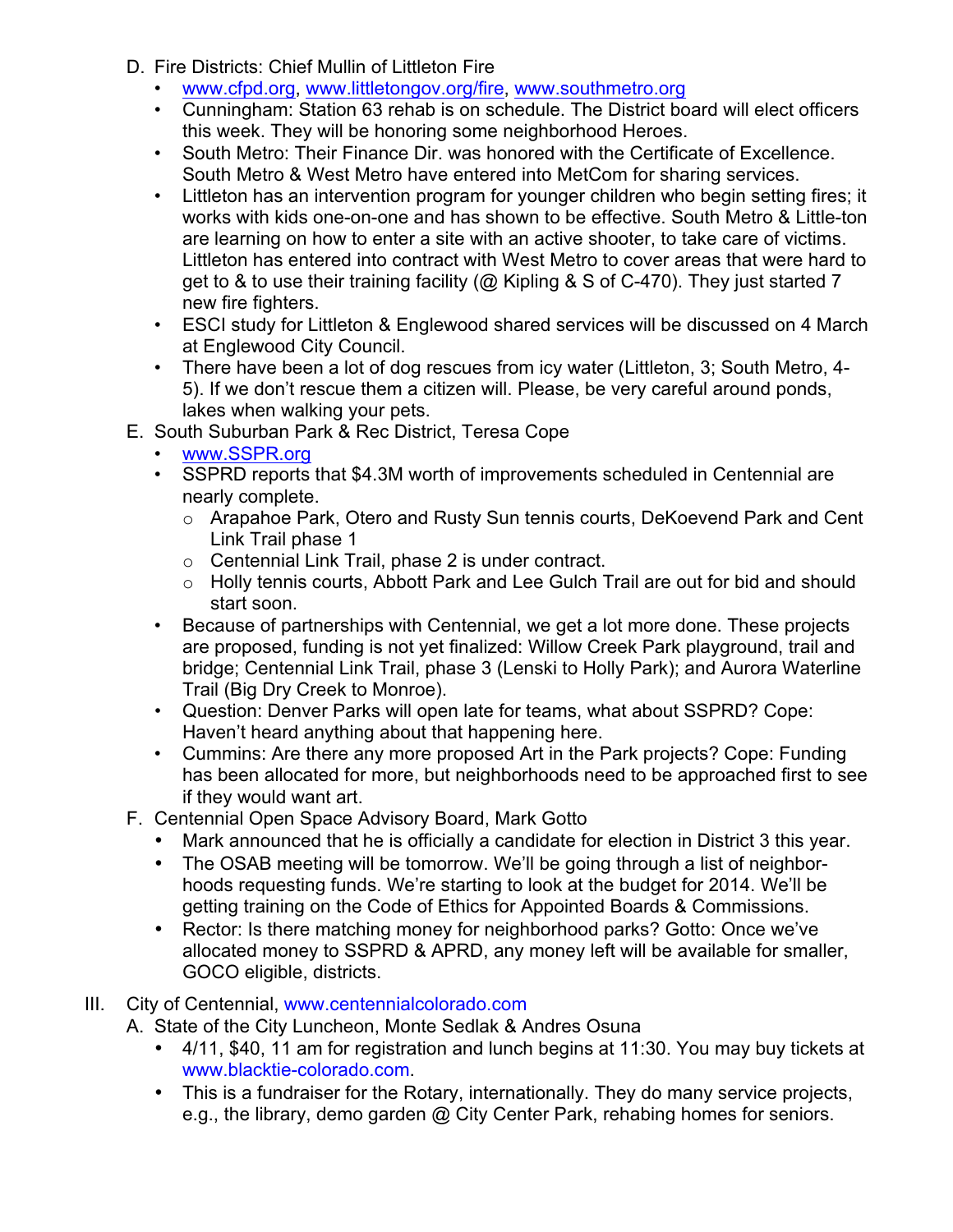D. Fire Districts: Chief Mullin of Littleton Fire
   - www.cfpd.org, www.littletongov.org/fire, www.southmetro.org
   - Cunningham: Station 63 rehab is on schedule. The District board will elect officers this week. They will be honoring some neighborhood Heroes.
   - South Metro: Their Finance Dir. was honored with the Certificate of Excellence. South Metro & West Metro have entered into MetCom for sharing services.
   - Littleton has an intervention program for younger children who begin setting fires; it works with kids one-on-one and has shown to be effective. South Metro & Little-ton are learning on how to enter a site with an active shooter, to take care of victims. Littleton has entered into contract with West Metro to cover areas that were hard to get to & to use their training facility (@ Kipling & S of C-470). They just started 7 new fire fighters.
   - ESCI study for Littleton & Englewood shared services will be discussed on 4 March at Englewood City Council.
   - There have been a lot of dog rescues from icy water (Littleton, 3; South Metro, 4-5). If we don't rescue them a citizen will. Please, be very careful around ponds, lakes when walking your pets.

E. South Suburban Park & Rec District, Teresa Cope
   - www.SSPR.org
   - SSPRD reports that $4.3M worth of improvements scheduled in Centennial are nearly complete.
     - Arapahoe Park, Otero and Rusty Sun tennis courts, DeKoevend Park and Cent Link Trail phase 1
     - Centennial Link Trail, phase 2 is under contract.
     - Holly tennis courts, Abbott Park and Lee Gulch Trail are out for bid and should start soon.
   - Because of partnerships with Centennial, we get a lot more done. These projects are proposed, funding is not yet finalized: Willow Creek Park playground, trail and bridge; Centennial Link Trail, phase 3 (Lenski to Holly Park); and Aurora Waterline Trail (Big Dry Creek to Monroe).
   - Question: Denver Parks will open late for teams, what about SSPRD? Cope: Haven't heard anything about that happening here.
   - Cummins: Are there any more proposed Art in the Park projects? Cope: Funding has been allocated for more, but neighborhoods need to be approached first to see if they would want art.

F. Centennial Open Space Advisory Board, Mark Gotto
   - Mark announced that he is officially a candidate for election in District 3 this year.
   - The OSAB meeting will be tomorrow. We'll be going through a list of neighbor-hoods requesting funds. We're starting to look at the budget for 2014. We'll be getting training on the Code of Ethics for Appointed Boards & Commissions.
   - Rector: Is there matching money for neighborhood parks? Gotto: Once we've allocated money to SSPRD & APRD, any money left will be available for smaller, GOCO eligible, districts.

III. City of Centennial, www.centennialcolorado.com

A. State of the City Luncheon, Monte Sedlak & Andres Osuna
   - 4/11, $40, 11 am for registration and lunch begins at 11:30. You may buy tickets at www.blacktie-colorado.com.
   - This is a fundraiser for the Rotary, internationally. They do many service projects, e.g., the library, demo garden @ City Center Park, rehabing homes for seniors.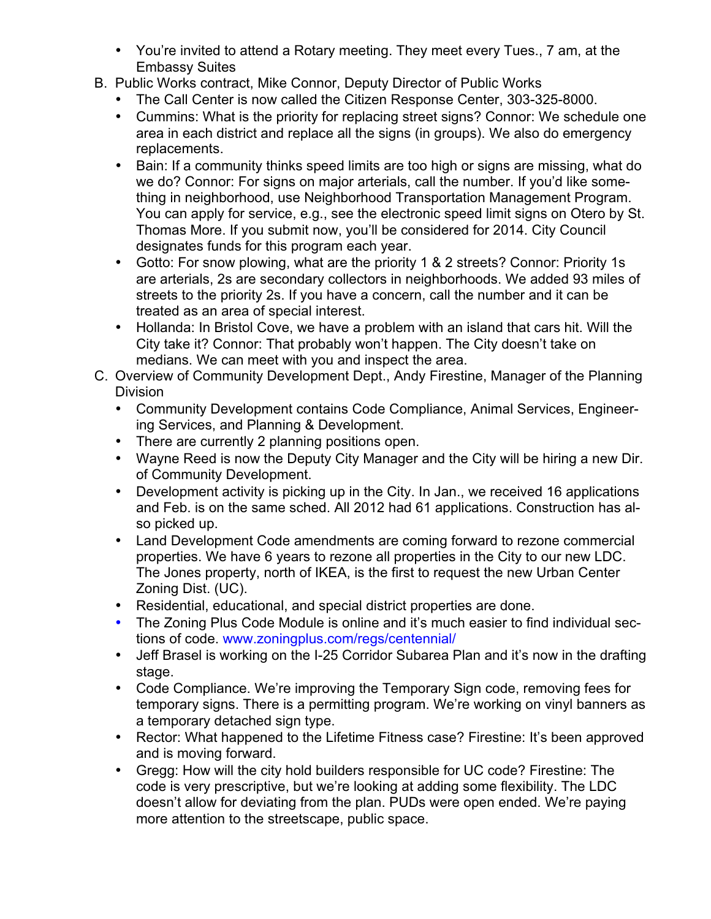- You're invited to attend a Rotary meeting. They meet every Tues., 7 am, at the Embassy Suites

B. Public Works contract, Mike Connor, Deputy Director of Public Works
   - The Call Center is now called the Citizen Response Center, 303-325-8000.
   - Cummins: What is the priority for replacing street signs? Connor: We schedule one area in each district and replace all the signs (in groups). We also do emergency replacements.
   - Bain: If a community thinks speed limits are too high or signs are missing, what do we do? Connor: For signs on major arterials, call the number. If you'd like something in neighborhood, use Neighborhood Transportation Management Program. You can apply for service, e.g., see the electronic speed limit signs on Otero by St. Thomas More. If you submit now, you'll be considered for 2014. City Council designates funds for this program each year.
   - Gotto: For snow plowing, what are the priority 1 & 2 streets? Connor: Priority 1s are arterials, 2s are secondary collectors in neighborhoods. We added 93 miles of streets to the priority 2s. If you have a concern, call the number and it can be treated as an area of special interest.
   - Hollanda: In Bristol Cove, we have a problem with an island that cars hit. Will the City take it? Connor: That probably won't happen. The City doesn't take on medians. We can meet with you and inspect the area.

C. Overview of Community Development Dept., Andy Firestine, Manager of the Planning Division
   - Community Development contains Code Compliance, Animal Services, Engineering Services, and Planning & Development.
   - There are currently 2 planning positions open.
   - Wayne Reed is now the Deputy City Manager and the City will be hiring a new Dir. of Community Development.
   - Development activity is picking up in the City. In Jan., we received 16 applications and Feb. is on the same sched. All 2012 had 61 applications. Construction has also picked up.
   - Land Development Code amendments are coming forward to rezone commercial properties. We have 6 years to rezone all properties in the City to our new LDC. The Jones property, north of IKEA, is the first to request the new Urban Center Zoning Dist. (UC).
   - Residential, educational, and special district properties are done.
   - The Zoning Plus Code Module is online and it's much easier to find individual sections of code. www.zoningplus.com/regs/centennial/
   - Jeff Brasel is working on the I-25 Corridor Subarea Plan and it's now in the drafting stage.
   - Code Compliance. We're improving the Temporary Sign code, removing fees for temporary signs. There is a permitting program. We're working on vinyl banners as a temporary detached sign type.
   - Rector: What happened to the Lifetime Fitness case? Firestine: It's been approved and is moving forward.
   - Gregg: How will the city hold builders responsible for UC code? Firestine: The code is very prescriptive, but we're looking at adding some flexibility. The LDC doesn't allow for deviating from the plan. PUDs were open ended. We're paying more attention to the streetscape, public space.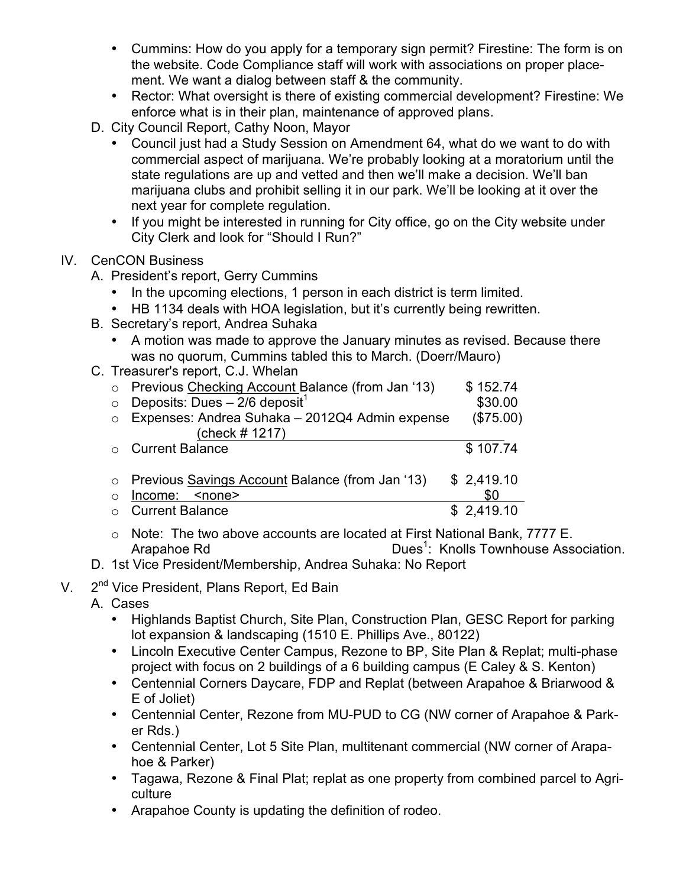- Cummins: How do you apply for a temporary sign permit? Firestine: The form is on the website. Code Compliance staff will work with associations on proper placement. We want a dialog between staff & the community.
- Rector: What oversight is there of existing commercial development? Firestine: We enforce what is in their plan, maintenance of approved plans.

D. City Council Report, Cathy Noon, Mayor

- Council just had a Study Session on Amendment 64, what do we want to do with commercial aspect of marijuana. We're probably looking at a moratorium until the state regulations are up and vetted and then we'll make a decision. We'll ban marijuana clubs and prohibit selling it in our park. We'll be looking at it over the next year for complete regulation.
- If you might be interested in running for City office, go on the City website under City Clerk and look for "Should I Run?"

IV. CenCON Business

A. President's report, Gerry Cummins

- In the upcoming elections, 1 person in each district is term limited.
- HB 1134 deals with HOA legislation, but it's currently being rewritten.

B. Secretary's report, Andrea Suhaka

- A motion was made to approve the January minutes as revised. Because there was no quorum, Cummins tabled this to March. (Doerr/Mauro)

C. Treasurer's report, C.J. Whelan

| | |
|---|---|
| Previous Checking Account Balance (from Jan '13) | $ 152.74 |
| Deposits: Dues – 2/6 deposit[1] | $30.00 |
| Expenses: Andrea Suhaka – 2012Q4 Admin expense (check # 1217) | ($75.00) |
| Current Balance | $ 107.74 |
| | |
| Previous Savings Account Balance (from Jan '13) | $ 2,419.10 |
| Income: <none> | $0 |
| Current Balance | $ 2,419.10 |

- Note: The two above accounts are located at First National Bank, 7777 E. Arapahoe Rd — Dues[1]: Knolls Townhouse Association.

D. 1st Vice President/Membership, Andrea Suhaka: No Report

V. 2nd Vice President, Plans Report, Ed Bain

A. Cases

- Highlands Baptist Church, Site Plan, Construction Plan, GESC Report for parking lot expansion & landscaping (1510 E. Phillips Ave., 80122)
- Lincoln Executive Center Campus, Rezone to BP, Site Plan & Replat; multi-phase project with focus on 2 buildings of a 6 building campus (E Caley & S. Kenton)
- Centennial Corners Daycare, FDP and Replat (between Arapahoe & Briarwood & E of Joliet)
- Centennial Center, Rezone from MU-PUD to CG (NW corner of Arapahoe & Parker Rds.)
- Centennial Center, Lot 5 Site Plan, multitenant commercial (NW corner of Arapahoe & Parker)
- Tagawa, Rezone & Final Plat; replat as one property from combined parcel to Agriculture
- Arapahoe County is updating the definition of rodeo.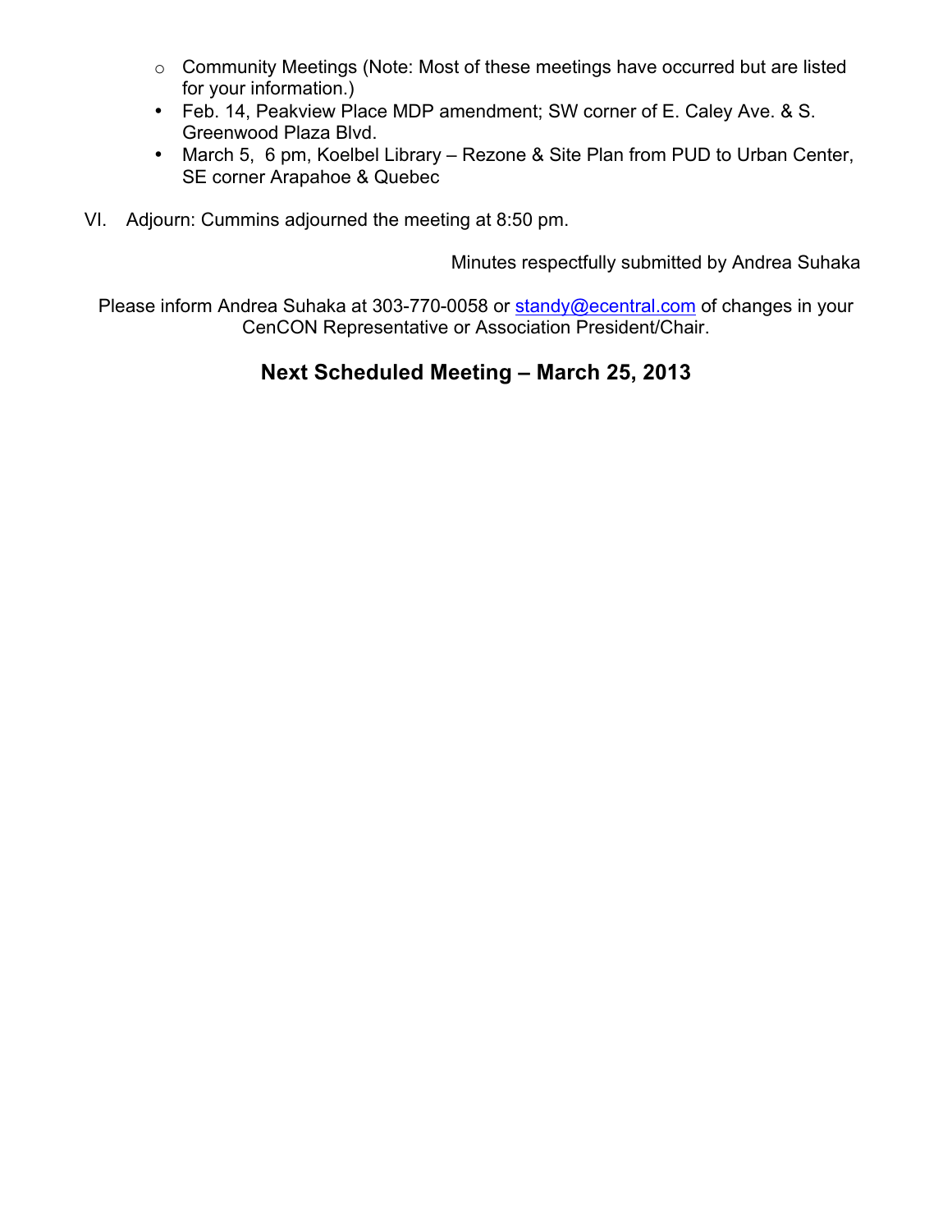- Community Meetings (Note: Most of these meetings have occurred but are listed for your information.)
  - Feb. 14, Peakview Place MDP amendment; SW corner of E. Caley Ave. & S. Greenwood Plaza Blvd.
  - March 5, 6 pm, Koelbel Library – Rezone & Site Plan from PUD to Urban Center, SE corner Arapahoe & Quebec

VI. Adjourn: Cummins adjourned the meeting at 8:50 pm.

Minutes respectfully submitted by Andrea Suhaka

Please inform Andrea Suhaka at 303-770-0058 or standy@ecentral.com of changes in your CenCON Representative or Association President/Chair.

## Next Scheduled Meeting – March 25, 2013